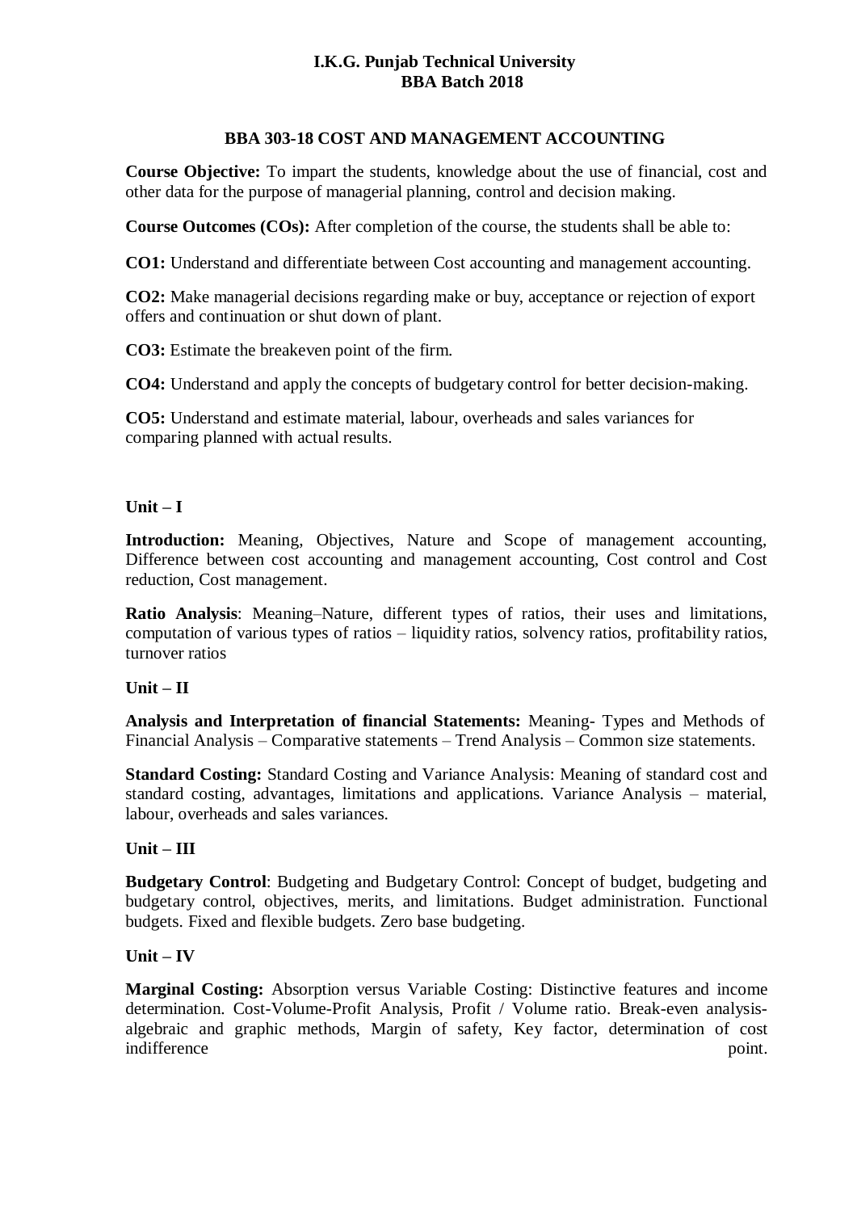# I.K.G. Punjab Technical University
## BBA Batch 2018

## BBA 303-18 COST AND MANAGEMENT ACCOUNTING

**Course Objective:** To impart the students, knowledge about the use of financial, cost and other data for the purpose of managerial planning, control and decision making.

**Course Outcomes (COs):** After completion of the course, the students shall be able to:

**CO1:** Understand and differentiate between Cost accounting and management accounting.

**CO2:** Make managerial decisions regarding make or buy, acceptance or rejection of export offers and continuation or shut down of plant.

**CO3:** Estimate the breakeven point of the firm.

**CO4:** Understand and apply the concepts of budgetary control for better decision-making.

**CO5:** Understand and estimate material, labour, overheads and sales variances for comparing planned with actual results.

### Unit – I

**Introduction:** Meaning, Objectives, Nature and Scope of management accounting, Difference between cost accounting and management accounting, Cost control and Cost reduction, Cost management.

**Ratio Analysis**: Meaning–Nature, different types of ratios, their uses and limitations, computation of various types of ratios – liquidity ratios, solvency ratios, profitability ratios, turnover ratios

### Unit – II

**Analysis and Interpretation of financial Statements:** Meaning- Types and Methods of Financial Analysis – Comparative statements – Trend Analysis – Common size statements.

**Standard Costing:** Standard Costing and Variance Analysis: Meaning of standard cost and standard costing, advantages, limitations and applications. Variance Analysis – material, labour, overheads and sales variances.

### Unit – III

**Budgetary Control**: Budgeting and Budgetary Control: Concept of budget, budgeting and budgetary control, objectives, merits, and limitations. Budget administration. Functional budgets. Fixed and flexible budgets. Zero base budgeting.

### Unit – IV

**Marginal Costing:** Absorption versus Variable Costing: Distinctive features and income determination. Cost-Volume-Profit Analysis, Profit / Volume ratio. Break-even analysis-algebraic and graphic methods, Margin of safety, Key factor, determination of cost indifference point.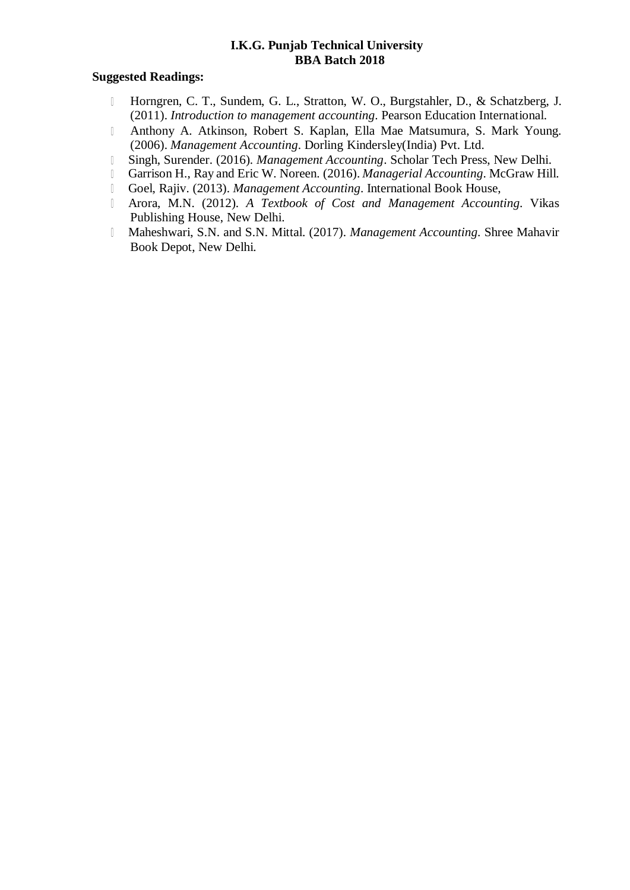**I.K.G. Punjab Technical University**
**BBA Batch 2018**

**Suggested Readings:**

- Horngren, C. T., Sundem, G. L., Stratton, W. O., Burgstahler, D., & Schatzberg, J. (2011). *Introduction to management accounting*. Pearson Education International.
- Anthony A. Atkinson, Robert S. Kaplan, Ella Mae Matsumura, S. Mark Young. (2006). *Management Accounting*. Dorling Kindersley(India) Pvt. Ltd.
- Singh, Surender. (2016). *Management Accounting*. Scholar Tech Press, New Delhi.
- Garrison H., Ray and Eric W. Noreen. (2016). *Managerial Accounting*. McGraw Hill.
- Goel, Rajiv. (2013). *Management Accounting*. International Book House,
- Arora, M.N. (2012). *A Textbook of Cost and Management Accounting*. Vikas Publishing House, New Delhi.
- Maheshwari, S.N. and S.N. Mittal. (2017). *Management Accounting*. Shree Mahavir Book Depot, New Delhi.